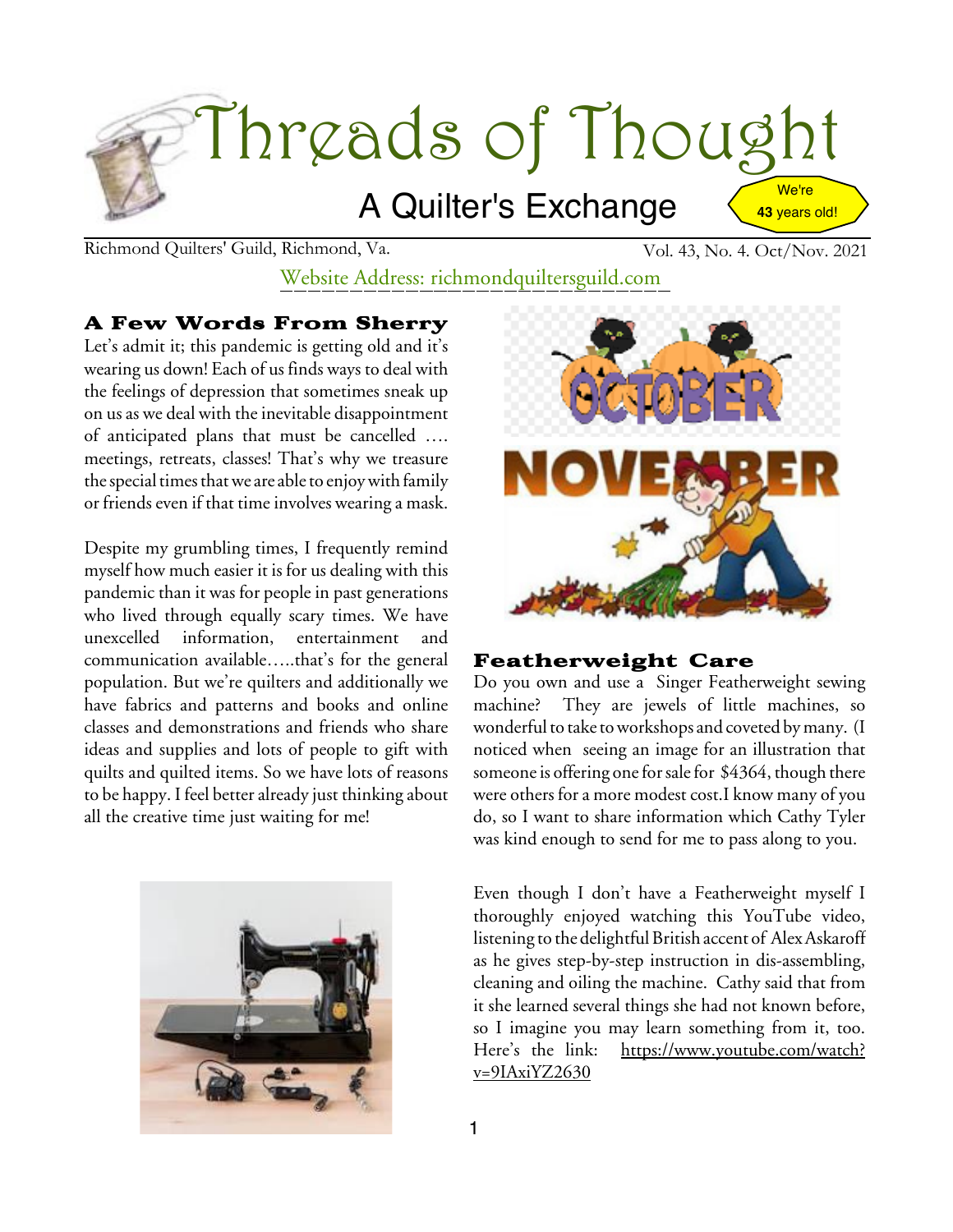# Threads of Thought

## A Quilter's Exchange

We're **43** years old!

Richmond Quilters' Guild, Richmond, Va.

Vol. 43, No. 4. Oct/Nov. 2021

Website Address: richmondquiltersguild.com

### A Few Words From Sherry

Let's admit it; this pandemic is getting old and it's wearing us down! Each of us finds ways to deal with the feelings of depression that sometimes sneak up on us as we deal with the inevitable disappointment of anticipated plans that must be cancelled …. meetings, retreats, classes! That's why we treasure the special times that we are able to enjoy with family or friends even if that time involves wearing a mask.

Despite my grumbling times, I frequently remind myself how much easier it is for us dealing with this pandemic than it was for people in past generations who lived through equally scary times. We have unexcelled information, entertainment and communication available…..that's for the general population. But we're quilters and additionally we have fabrics and patterns and books and online classes and demonstrations and friends who share ideas and supplies and lots of people to gift with quilts and quilted items. So we have lots of reasons to be happy. I feel better already just thinking about all the creative time just waiting for me!

### Featherweight Care

Do you own and use a Singer Featherweight sewing machine? They are jewels of little machines, so wonderful to take to workshops and coveted by many. (I noticed when seeing an image for an illustration that someone is offering one for sale for $4364, though there were others for a more modest cost.I know many of you do, so I want to share information which Cathy Tyler was kind enough to send for me to pass along to you.

Even though I don't have a Featherweight myself I thoroughly enjoyed watching this YouTube video, listening to the delightful British accent of Alex Askaroff as he gives step-by-step instruction in dis-assembling, cleaning and oiling the machine. Cathy said that from it she learned several things she had not known before, so I imagine you may learn something from it, too. Here's the link: https://www.youtube.com/watch?v=9IAxiYZ2630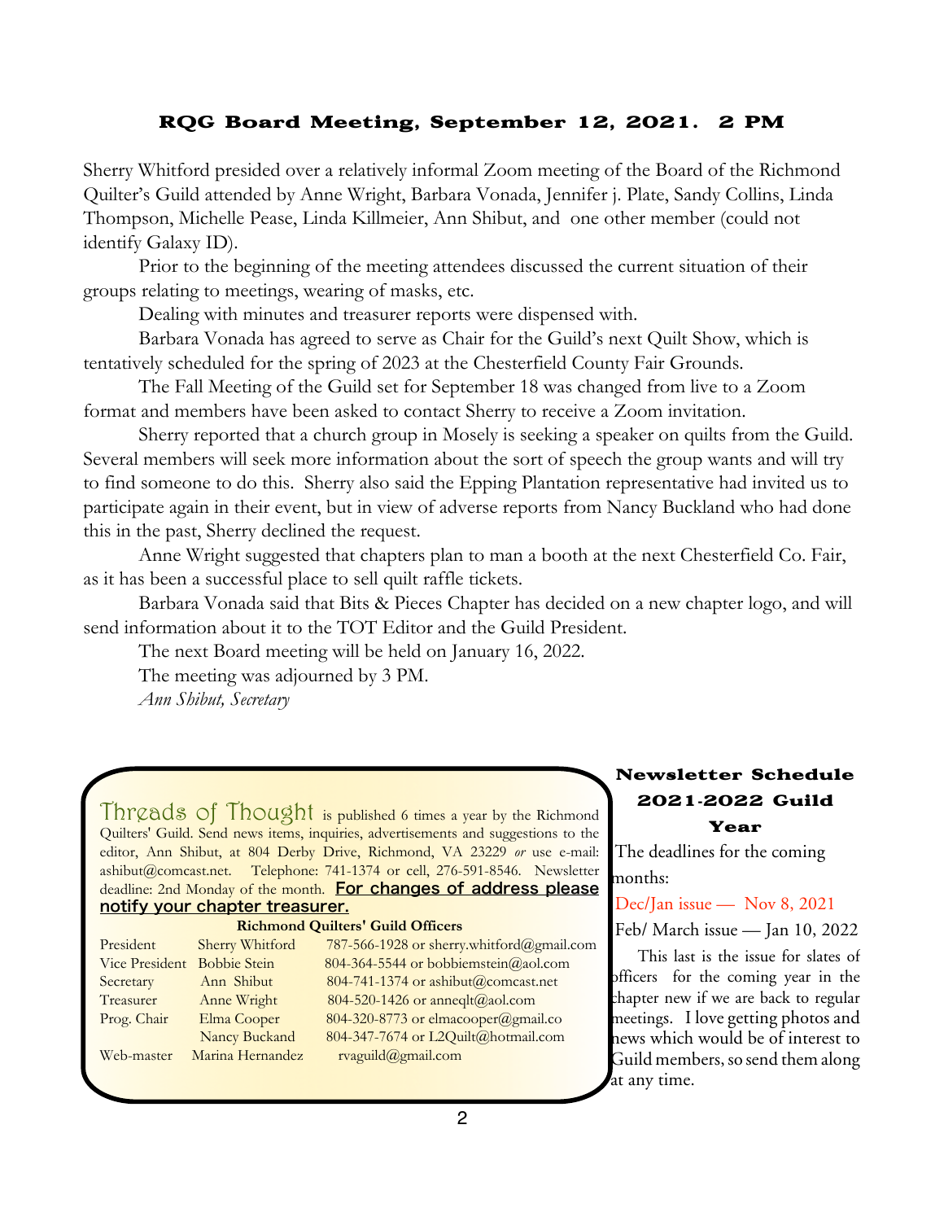## RQG Board Meeting, September 12, 2021. 2 PM

Sherry Whitford presided over a relatively informal Zoom meeting of the Board of the Richmond Quilter's Guild attended by Anne Wright, Barbara Vonada, Jennifer j. Plate, Sandy Collins, Linda Thompson, Michelle Pease, Linda Killmeier, Ann Shibut, and one other member (could not identify Galaxy ID).

Prior to the beginning of the meeting attendees discussed the current situation of their groups relating to meetings, wearing of masks, etc.

Dealing with minutes and treasurer reports were dispensed with.

Barbara Vonada has agreed to serve as Chair for the Guild's next Quilt Show, which is tentatively scheduled for the spring of 2023 at the Chesterfield County Fair Grounds.

The Fall Meeting of the Guild set for September 18 was changed from live to a Zoom format and members have been asked to contact Sherry to receive a Zoom invitation.

Sherry reported that a church group in Mosely is seeking a speaker on quilts from the Guild. Several members will seek more information about the sort of speech the group wants and will try to find someone to do this. Sherry also said the Epping Plantation representative had invited us to participate again in their event, but in view of adverse reports from Nancy Buckland who had done this in the past, Sherry declined the request.

Anne Wright suggested that chapters plan to man a booth at the next Chesterfield Co. Fair, as it has been a successful place to sell quilt raffle tickets.

Barbara Vonada said that Bits & Pieces Chapter has decided on a new chapter logo, and will send information about it to the TOT Editor and the Guild President.

The next Board meeting will be held on January 16, 2022.

The meeting was adjourned by 3 PM.

*Ann Shibut, Secretary*

---

**Threads of Thought** is published 6 times a year by the Richmond Quilters' Guild. Send news items, inquiries, advertisements and suggestions to the editor, Ann Shibut, at 804 Derby Drive, Richmond, VA 23229 *or* use e-mail: ashibut@comcast.net. Telephone: 741-1374 or cell, 276-591-8546. Newsletter deadline: 2nd Monday of the month. **For changes of address please notify your chapter treasurer.**

**Richmond Quilters' Guild Officers**

| | | |
|---|---|---|
| President | Sherry Whitford | 787-566-1928 or sherry.whitford@gmail.com |
| Vice President | Bobbie Stein | 804-364-5544 or bobbiemstein@aol.com |
| Secretary | Ann Shibut | 804-741-1374 or ashibut@comcast.net |
| Treasurer | Anne Wright | 804-520-1426 or anneqlt@aol.com |
| Prog. Chair | Elma Cooper | 804-320-8773 or elmacooper@gmail.co |
| | Nancy Buckand | 804-347-7674 or L2Quilt@hotmail.com |
| Web-master | Marina Hernandez | rvaguild@gmail.com |

### Newsletter Schedule 2021-2022 Guild Year

The deadlines for the coming months:

Dec/Jan issue — Nov 8, 2021

Feb/ March issue — Jan 10, 2022

This last is the issue for slates of officers for the coming year in the chapter new if we are back to regular meetings. I love getting photos and news which would be of interest to Guild members, so send them along at any time.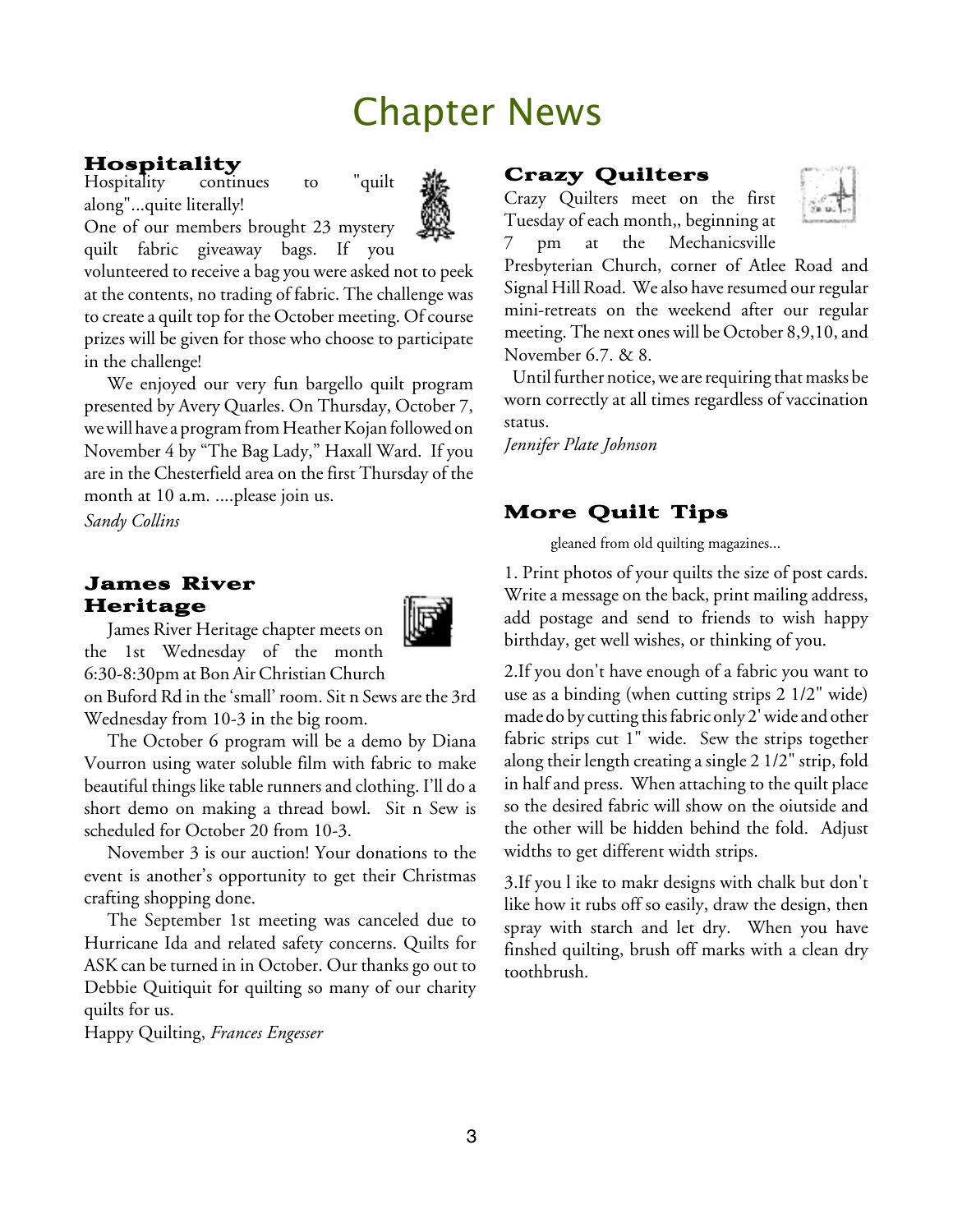# Chapter News

## Hospitality

Hospitality continues to "quilt along"...quite literally!

One of our members brought 23 mystery quilt fabric giveaway bags. If you volunteered to receive a bag you were asked not to peek at the contents, no trading of fabric. The challenge was to create a quilt top for the October meeting. Of course prizes will be given for those who choose to participate in the challenge!

We enjoyed our very fun bargello quilt program presented by Avery Quarles. On Thursday, October 7, we will have a program from Heather Kojan followed on November 4 by "The Bag Lady," Haxall Ward. If you are in the Chesterfield area on the first Thursday of the month at 10 a.m. ....please join us.

*Sandy Collins*

## James River Heritage

James River Heritage chapter meets on the 1st Wednesday of the month 6:30-8:30pm at Bon Air Christian Church on Buford Rd in the 'small' room. Sit n Sews are the 3rd Wednesday from 10-3 in the big room.

The October 6 program will be a demo by Diana Vourron using water soluble film with fabric to make beautiful things like table runners and clothing. I'll do a short demo on making a thread bowl. Sit n Sew is scheduled for October 20 from 10-3.

November 3 is our auction! Your donations to the event is another's opportunity to get their Christmas crafting shopping done.

The September 1st meeting was canceled due to Hurricane Ida and related safety concerns. Quilts for ASK can be turned in in October. Our thanks go out to Debbie Quitiquit for quilting so many of our charity quilts for us.

Happy Quilting, *Frances Engesser*

## Crazy Quilters

Crazy Quilters meet on the first Tuesday of each month,, beginning at 7 pm at the Mechanicsville Presbyterian Church, corner of Atlee Road and Signal Hill Road. We also have resumed our regular mini-retreats on the weekend after our regular meeting. The next ones will be October 8,9,10, and November 6.7. & 8.

Until further notice, we are requiring that masks be worn correctly at all times regardless of vaccination status.

*Jennifer Plate Johnson*

## More Quilt Tips

gleaned from old quilting magazines...

1. Print photos of your quilts the size of post cards. Write a message on the back, print mailing address, add postage and send to friends to wish happy birthday, get well wishes, or thinking of you.

2.If you don't have enough of a fabric you want to use as a binding (when cutting strips 2 1/2" wide) made do by cutting this fabric only 2' wide and other fabric strips cut 1" wide. Sew the strips together along their length creating a single 2 1/2" strip, fold in half and press. When attaching to the quilt place so the desired fabric will show on the oiutside and the other will be hidden behind the fold. Adjust widths to get different width strips.

3.If you l ike to makr designs with chalk but don't like how it rubs off so easily, draw the design, then spray with starch and let dry. When you have finshed quilting, brush off marks with a clean dry toothbrush.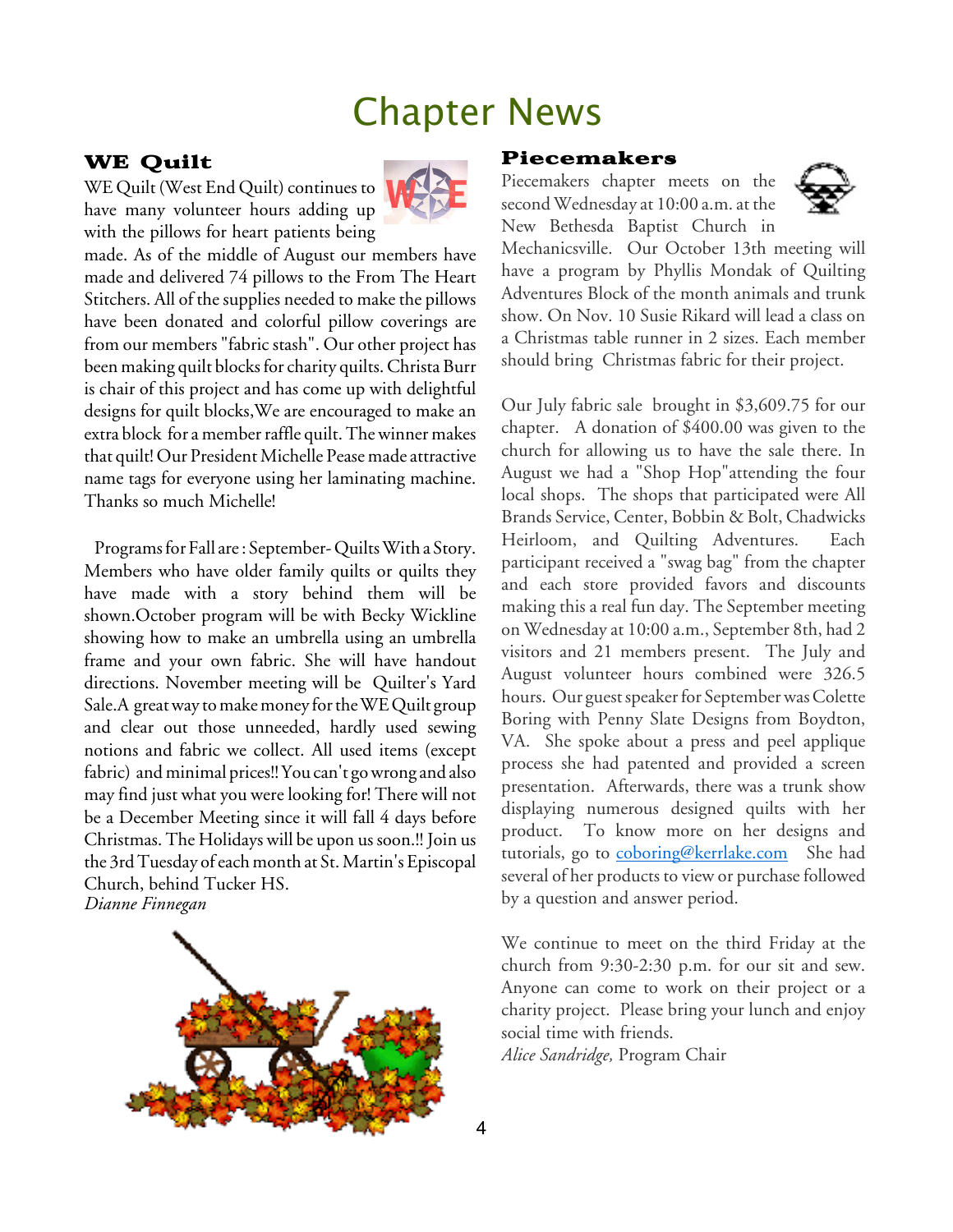# Chapter News

## WE Quilt

WE Quilt (West End Quilt) continues to have many volunteer hours adding up with the pillows for heart patients being made. As of the middle of August our members have made and delivered 74 pillows to the From The Heart Stitchers. All of the supplies needed to make the pillows have been donated and colorful pillow coverings are from our members "fabric stash". Our other project has been making quilt blocks for charity quilts. Christa Burr is chair of this project and has come up with delightful designs for quilt blocks,We are encouraged to make an extra block for a member raffle quilt. The winner makes that quilt! Our President Michelle Pease made attractive name tags for everyone using her laminating machine. Thanks so much Michelle!

Programs for Fall are : September- Quilts With a Story. Members who have older family quilts or quilts they have made with a story behind them will be shown.October program will be with Becky Wickline showing how to make an umbrella using an umbrella frame and your own fabric. She will have handout directions. November meeting will be Quilter's Yard Sale.A great way to make money for the WE Quilt group and clear out those unneeded, hardly used sewing notions and fabric we collect. All used items (except fabric) and minimal prices!! You can't go wrong and also may find just what you were looking for! There will not be a December Meeting since it will fall 4 days before Christmas. The Holidays will be upon us soon.!! Join us the 3rd Tuesday of each month at St. Martin's Episcopal Church, behind Tucker HS.

*Dianne Finnegan*

## Piecemakers

Piecemakers chapter meets on the second Wednesday at 10:00 a.m. at the New Bethesda Baptist Church in Mechanicsville. Our October 13th meeting will have a program by Phyllis Mondak of Quilting Adventures Block of the month animals and trunk show. On Nov. 10 Susie Rikard will lead a class on a Christmas table runner in 2 sizes. Each member should bring Christmas fabric for their project.

Our July fabric sale brought in $3,609.75 for our chapter. A donation of $400.00 was given to the church for allowing us to have the sale there. In August we had a "Shop Hop"attending the four local shops. The shops that participated were All Brands Service, Center, Bobbin & Bolt, Chadwicks Heirloom, and Quilting Adventures. Each participant received a "swag bag" from the chapter and each store provided favors and discounts making this a real fun day. The September meeting on Wednesday at 10:00 a.m., September 8th, had 2 visitors and 21 members present. The July and August volunteer hours combined were 326.5 hours. Our guest speaker for September was Colette Boring with Penny Slate Designs from Boydton, VA. She spoke about a press and peel applique process she had patented and provided a screen presentation. Afterwards, there was a trunk show displaying numerous designed quilts with her product. To know more on her designs and tutorials, go to coboring@kerrlake.com She had several of her products to view or purchase followed by a question and answer period.

We continue to meet on the third Friday at the church from 9:30-2:30 p.m. for our sit and sew. Anyone can come to work on their project or a charity project. Please bring your lunch and enjoy social time with friends.

*Alice Sandridge,* Program Chair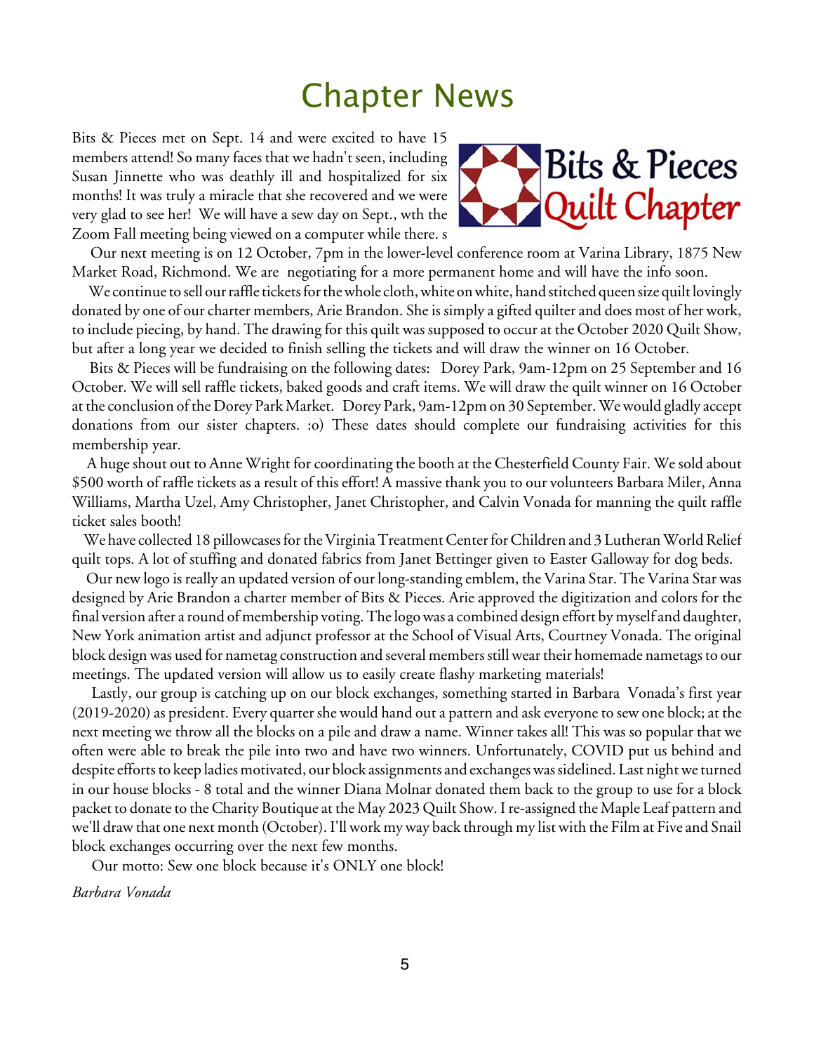# Chapter News

Bits & Pieces met on Sept. 14 and were excited to have 15 members attend! So many faces that we hadn't seen, including Susan Jinnette who was deathly ill and hospitalized for six months! It was truly a miracle that she recovered and we were very glad to see her! We will have a sew day on Sept., wth the Zoom Fall meeting being viewed on a computer while there. s

Our next meeting is on 12 October, 7pm in the lower-level conference room at Varina Library, 1875 New Market Road, Richmond. We are negotiating for a more permanent home and will have the info soon.

We continue to sell our raffle tickets for the whole cloth, white on white, hand stitched queen size quilt lovingly donated by one of our charter members, Arie Brandon. She is simply a gifted quilter and does most of her work, to include piecing, by hand. The drawing for this quilt was supposed to occur at the October 2020 Quilt Show, but after a long year we decided to finish selling the tickets and will draw the winner on 16 October.

Bits & Pieces will be fundraising on the following dates: Dorey Park, 9am-12pm on 25 September and 16 October. We will sell raffle tickets, baked goods and craft items. We will draw the quilt winner on 16 October at the conclusion of the Dorey Park Market. Dorey Park, 9am-12pm on 30 September. We would gladly accept donations from our sister chapters. :o) These dates should complete our fundraising activities for this membership year.

A huge shout out to Anne Wright for coordinating the booth at the Chesterfield County Fair. We sold about $500 worth of raffle tickets as a result of this effort! A massive thank you to our volunteers Barbara Miler, Anna Williams, Martha Uzel, Amy Christopher, Janet Christopher, and Calvin Vonada for manning the quilt raffle ticket sales booth!

We have collected 18 pillowcases for the Virginia Treatment Center for Children and 3 Lutheran World Relief quilt tops. A lot of stuffing and donated fabrics from Janet Bettinger given to Easter Galloway for dog beds.

Our new logo is really an updated version of our long-standing emblem, the Varina Star. The Varina Star was designed by Arie Brandon a charter member of Bits & Pieces. Arie approved the digitization and colors for the final version after a round of membership voting. The logo was a combined design effort by myself and daughter, New York animation artist and adjunct professor at the School of Visual Arts, Courtney Vonada. The original block design was used for nametag construction and several members still wear their homemade nametags to our meetings. The updated version will allow us to easily create flashy marketing materials!

Lastly, our group is catching up on our block exchanges, something started in Barbara Vonada's first year (2019-2020) as president. Every quarter she would hand out a pattern and ask everyone to sew one block; at the next meeting we throw all the blocks on a pile and draw a name. Winner takes all! This was so popular that we often were able to break the pile into two and have two winners. Unfortunately, COVID put us behind and despite efforts to keep ladies motivated, our block assignments and exchanges was sidelined. Last night we turned in our house blocks - 8 total and the winner Diana Molnar donated them back to the group to use for a block packet to donate to the Charity Boutique at the May 2023 Quilt Show. I re-assigned the Maple Leaf pattern and we'll draw that one next month (October). I'll work my way back through my list with the Film at Five and Snail block exchanges occurring over the next few months.

Our motto: Sew one block because it's ONLY one block!

*Barbara Vonada*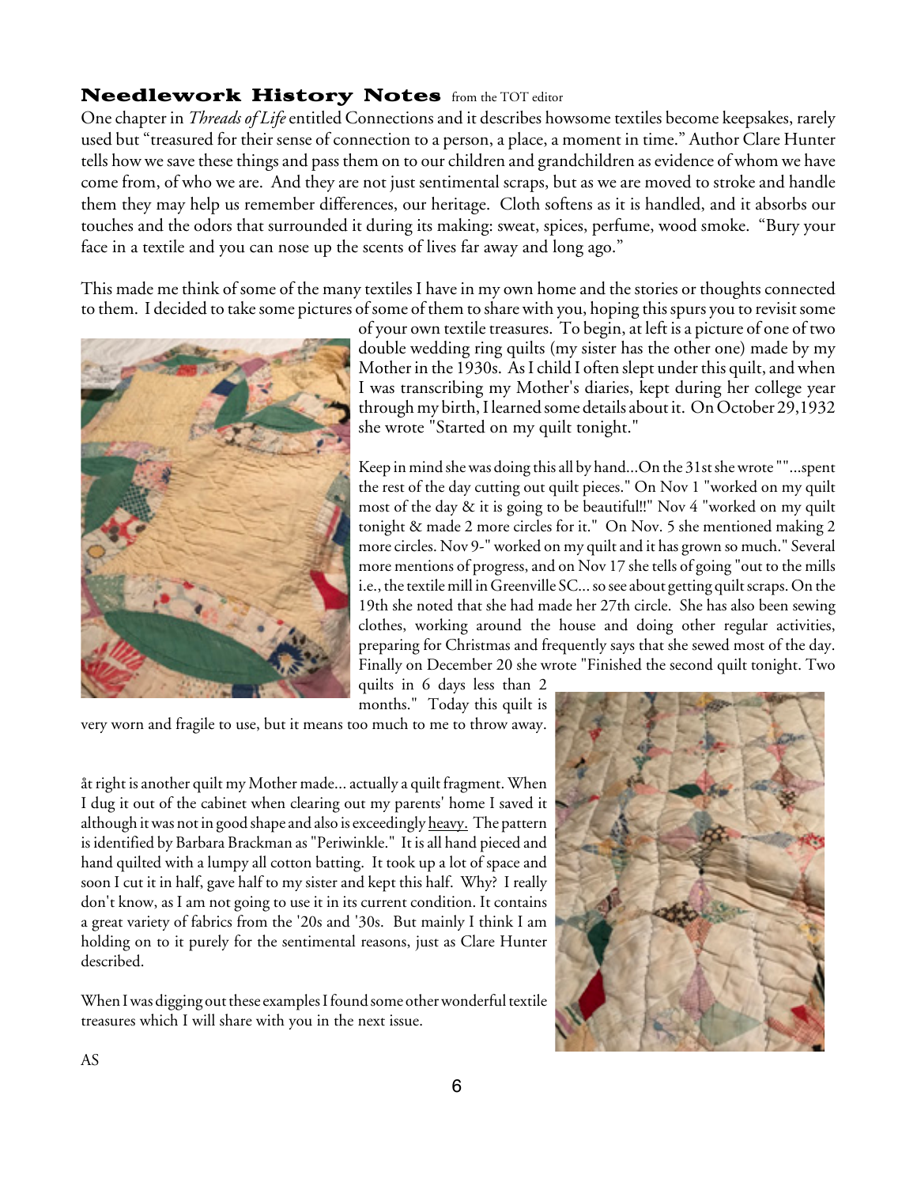## Needlework History Notes from the TOT editor

One chapter in *Threads of Life* entitled Connections and it describes howsome textiles become keepsakes, rarely used but "treasured for their sense of connection to a person, a place, a moment in time." Author Clare Hunter tells how we save these things and pass them on to our children and grandchildren as evidence of whom we have come from, of who we are. And they are not just sentimental scraps, but as we are moved to stroke and handle them they may help us remember differences, our heritage. Cloth softens as it is handled, and it absorbs our touches and the odors that surrounded it during its making: sweat, spices, perfume, wood smoke. "Bury your face in a textile and you can nose up the scents of lives far away and long ago."

This made me think of some of the many textiles I have in my own home and the stories or thoughts connected to them. I decided to take some pictures of some of them to share with you, hoping this spurs you to revisit some of your own textile treasures. To begin, at left is a picture of one of two double wedding ring quilts (my sister has the other one) made by my Mother in the 1930s. As I child I often slept under this quilt, and when I was transcribing my Mother's diaries, kept during her college year through my birth, I learned some details about it. On October 29,1932 she wrote "Started on my quilt tonight."

Keep in mind she was doing this all by hand...On the 31st she wrote ""...spent the rest of the day cutting out quilt pieces." On Nov 1 "worked on my quilt most of the day & it is going to be beautiful!!" Nov 4 "worked on my quilt tonight & made 2 more circles for it." On Nov. 5 she mentioned making 2 more circles. Nov 9-" worked on my quilt and it has grown so much." Several more mentions of progress, and on Nov 17 she tells of going "out to the mills i.e., the textile mill in Greenville SC... so see about getting quilt scraps. On the 19th she noted that she had made her 27th circle. She has also been sewing clothes, working around the house and doing other regular activities, preparing for Christmas and frequently says that she sewed most of the day. Finally on December 20 she wrote "Finished the second quilt tonight. Two quilts in 6 days less than 2 months." Today this quilt is very worn and fragile to use, but it means too much to me to throw away.

åt right is another quilt my Mother made... actually a quilt fragment. When I dug it out of the cabinet when clearing out my parents' home I saved it although it was not in good shape and also is exceedingly <u>heavy.</u> The pattern is identified by Barbara Brackman as "Periwinkle." It is all hand pieced and hand quilted with a lumpy all cotton batting. It took up a lot of space and soon I cut it in half, gave half to my sister and kept this half. Why? I really don't know, as I am not going to use it in its current condition. It contains a great variety of fabrics from the '20s and '30s. But mainly I think I am holding on to it purely for the sentimental reasons, just as Clare Hunter described.

When I was digging out these examples I found some other wonderful textile treasures which I will share with you in the next issue.

AS